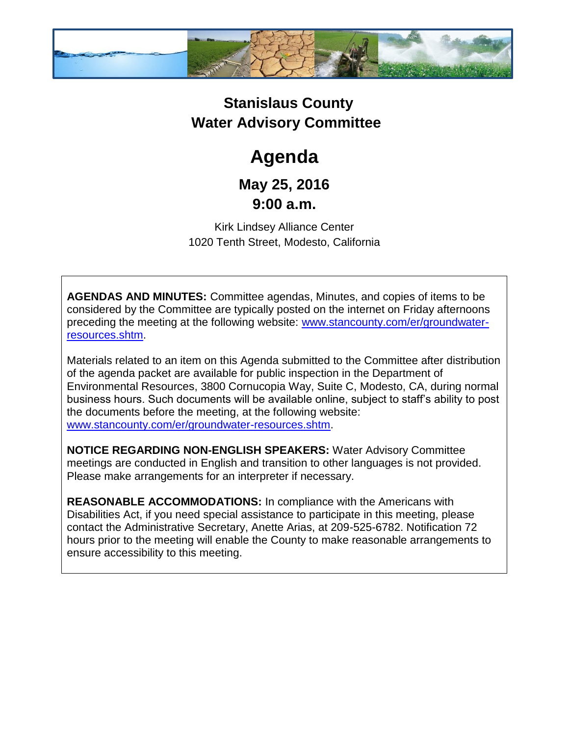# Stanislaus County
# Water Advisory Committee

# Agenda

## May 25, 2016
## 9:00 a.m.

Kirk Lindsey Alliance Center
1020 Tenth Street, Modesto, California

**AGENDAS AND MINUTES:** Committee agendas, Minutes, and copies of items to be considered by the Committee are typically posted on the internet on Friday afternoons preceding the meeting at the following website: [www.stancounty.com/er/groundwater-resources.shtm](www.stancounty.com/er/groundwater-resources.shtm).

Materials related to an item on this Agenda submitted to the Committee after distribution of the agenda packet are available for public inspection in the Department of Environmental Resources, 3800 Cornucopia Way, Suite C, Modesto, CA, during normal business hours. Such documents will be available online, subject to staff's ability to post the documents before the meeting, at the following website: [www.stancounty.com/er/groundwater-resources.shtm](www.stancounty.com/er/groundwater-resources.shtm).

**NOTICE REGARDING NON-ENGLISH SPEAKERS:** Water Advisory Committee meetings are conducted in English and transition to other languages is not provided. Please make arrangements for an interpreter if necessary.

**REASONABLE ACCOMMODATIONS:** In compliance with the Americans with Disabilities Act, if you need special assistance to participate in this meeting, please contact the Administrative Secretary, Anette Arias, at 209-525-6782. Notification 72 hours prior to the meeting will enable the County to make reasonable arrangements to ensure accessibility to this meeting.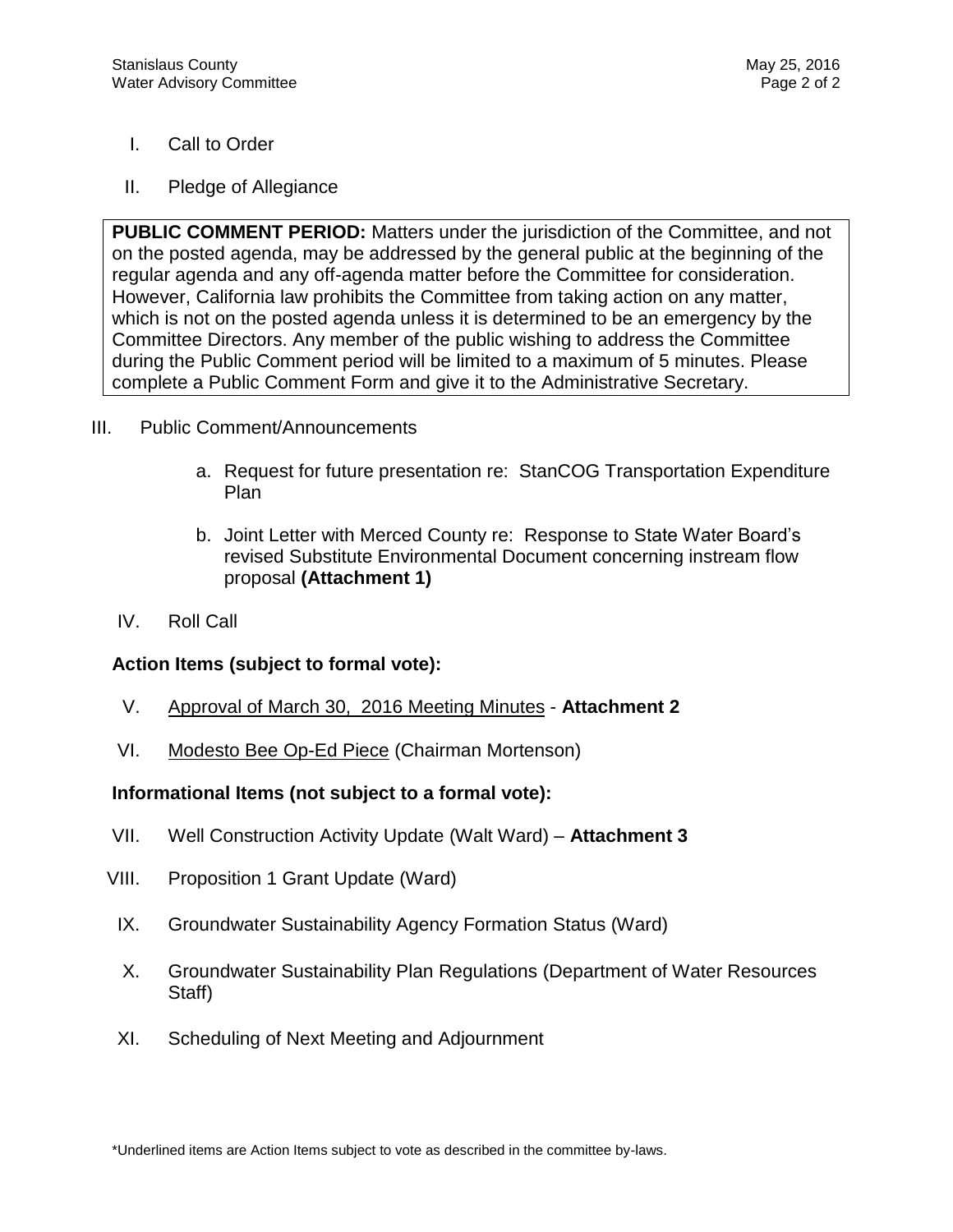I. Call to Order

II. Pledge of Allegiance

> **PUBLIC COMMENT PERIOD:** Matters under the jurisdiction of the Committee, and not on the posted agenda, may be addressed by the general public at the beginning of the regular agenda and any off-agenda matter before the Committee for consideration. However, California law prohibits the Committee from taking action on any matter, which is not on the posted agenda unless it is determined to be an emergency by the Committee Directors. Any member of the public wishing to address the Committee during the Public Comment period will be limited to a maximum of 5 minutes. Please complete a Public Comment Form and give it to the Administrative Secretary.

III. Public Comment/Announcements

   a. Request for future presentation re: StanCOG Transportation Expenditure Plan

   b. Joint Letter with Merced County re: Response to State Water Board's revised Substitute Environmental Document concerning instream flow proposal **(Attachment 1)**

IV. Roll Call

**Action Items (subject to formal vote):**

V. <u>Approval of March 30, 2016 Meeting Minutes</u> - **Attachment 2**

VI. <u>Modesto Bee Op-Ed Piece</u> (Chairman Mortenson)

**Informational Items (not subject to a formal vote):**

VII. Well Construction Activity Update (Walt Ward) – **Attachment 3**

VIII. Proposition 1 Grant Update (Ward)

IX. Groundwater Sustainability Agency Formation Status (Ward)

X. Groundwater Sustainability Plan Regulations (Department of Water Resources Staff)

XI. Scheduling of Next Meeting and Adjournment

*Underlined items are Action Items subject to vote as described in the committee by-laws.